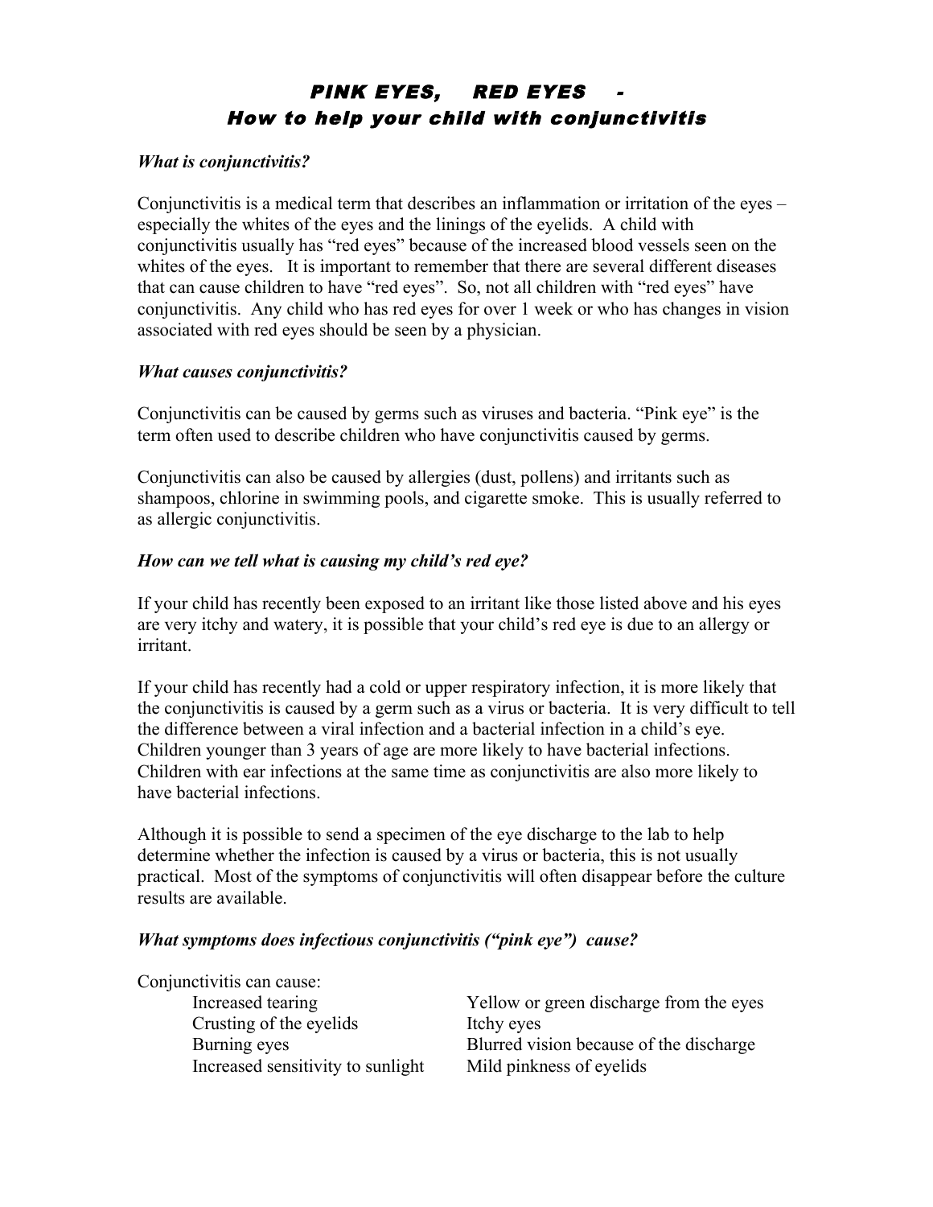# *PINK EYES, RED EYES - How to help your child with conjunctivitis*

### *What is conjunctivitis?*

Conjunctivitis is a medical term that describes an inflammation or irritation of the eyes – especially the whites of the eyes and the linings of the eyelids. A child with conjunctivitis usually has "red eyes" because of the increased blood vessels seen on the whites of the eyes. It is important to remember that there are several different diseases that can cause children to have "red eyes". So, not all children with "red eyes" have conjunctivitis. Any child who has red eyes for over 1 week or who has changes in vision associated with red eyes should be seen by a physician.

### *What causes conjunctivitis?*

Conjunctivitis can be caused by germs such as viruses and bacteria. "Pink eye" is the term often used to describe children who have conjunctivitis caused by germs.

Conjunctivitis can also be caused by allergies (dust, pollens) and irritants such as shampoos, chlorine in swimming pools, and cigarette smoke. This is usually referred to as allergic conjunctivitis.

### *How can we tell what is causing my child's red eye?*

If your child has recently been exposed to an irritant like those listed above and his eyes are very itchy and watery, it is possible that your child's red eye is due to an allergy or irritant.

If your child has recently had a cold or upper respiratory infection, it is more likely that the conjunctivitis is caused by a germ such as a virus or bacteria. It is very difficult to tell the difference between a viral infection and a bacterial infection in a child's eye. Children younger than 3 years of age are more likely to have bacterial infections. Children with ear infections at the same time as conjunctivitis are also more likely to have bacterial infections.

Although it is possible to send a specimen of the eye discharge to the lab to help determine whether the infection is caused by a virus or bacteria, this is not usually practical. Most of the symptoms of conjunctivitis will often disappear before the culture results are available.

### *What symptoms does infectious conjunctivitis ("pink eye") cause?*

Conjunctivitis can cause:

- Increased tearing
- Crusting of the eyelids
- Burning eyes
- Increased sensitivity to sunlight
- Yellow or green discharge from the eyes
- Itchy eyes
- Blurred vision because of the discharge
- Mild pinkness of eyelids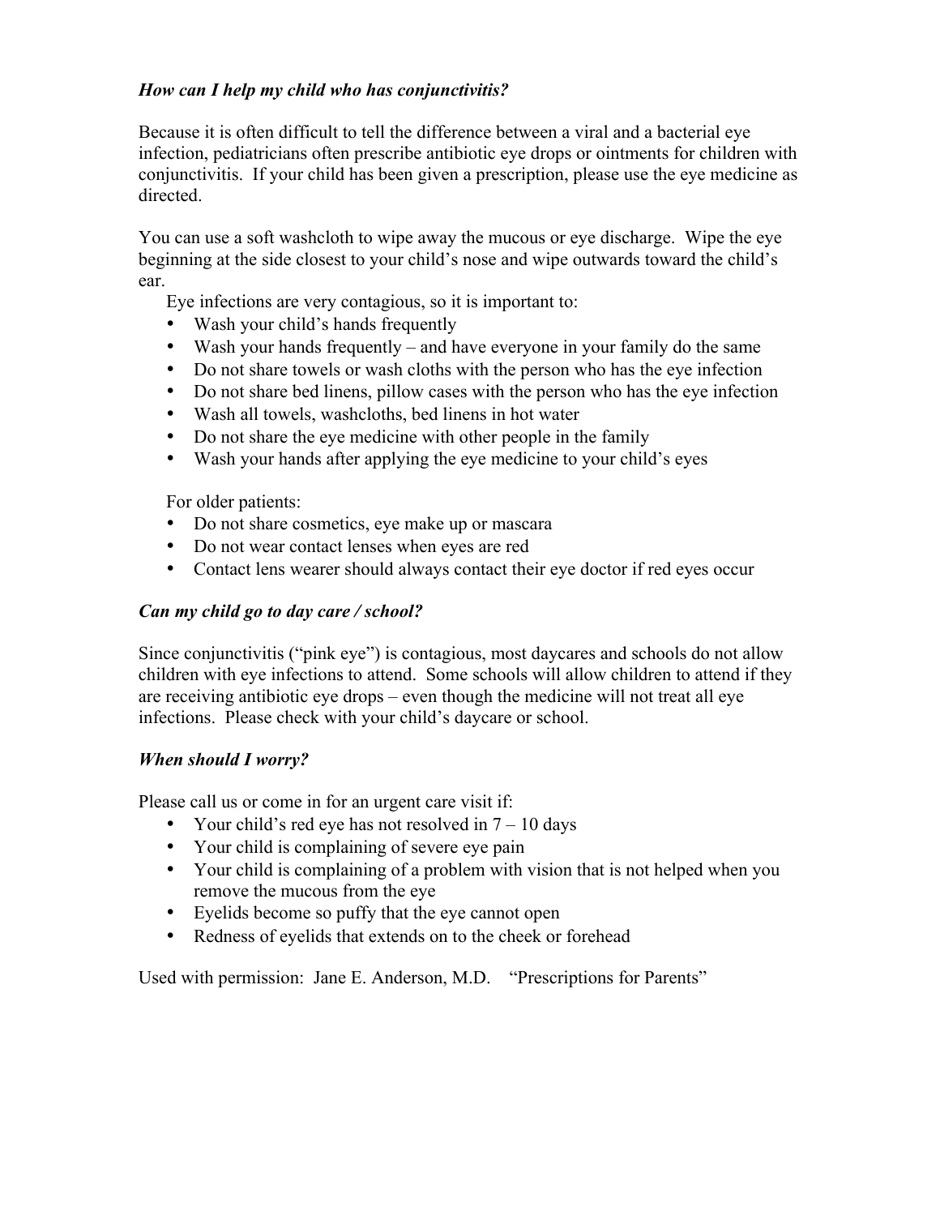### *How can I help my child who has conjunctivitis?*

Because it is often difficult to tell the difference between a viral and a bacterial eye infection, pediatricians often prescribe antibiotic eye drops or ointments for children with conjunctivitis. If your child has been given a prescription, please use the eye medicine as directed.

You can use a soft washcloth to wipe away the mucous or eye discharge. Wipe the eye beginning at the side closest to your child's nose and wipe outwards toward the child's ear.

Eye infections are very contagious, so it is important to:

- Wash your child's hands frequently
- Wash your hands frequently – and have everyone in your family do the same
- Do not share towels or wash cloths with the person who has the eye infection
- Do not share bed linens, pillow cases with the person who has the eye infection
- Wash all towels, washcloths, bed linens in hot water
- Do not share the eye medicine with other people in the family
- Wash your hands after applying the eye medicine to your child's eyes

For older patients:

- Do not share cosmetics, eye make up or mascara
- Do not wear contact lenses when eyes are red
- Contact lens wearer should always contact their eye doctor if red eyes occur

### *Can my child go to day care / school?*

Since conjunctivitis ("pink eye") is contagious, most daycares and schools do not allow children with eye infections to attend. Some schools will allow children to attend if they are receiving antibiotic eye drops – even though the medicine will not treat all eye infections. Please check with your child's daycare or school.

### *When should I worry?*

Please call us or come in for an urgent care visit if:

- Your child's red eye has not resolved in 7 – 10 days
- Your child is complaining of severe eye pain
- Your child is complaining of a problem with vision that is not helped when you remove the mucous from the eye
- Eyelids become so puffy that the eye cannot open
- Redness of eyelids that extends on to the cheek or forehead

Used with permission: Jane E. Anderson, M.D. "Prescriptions for Parents"